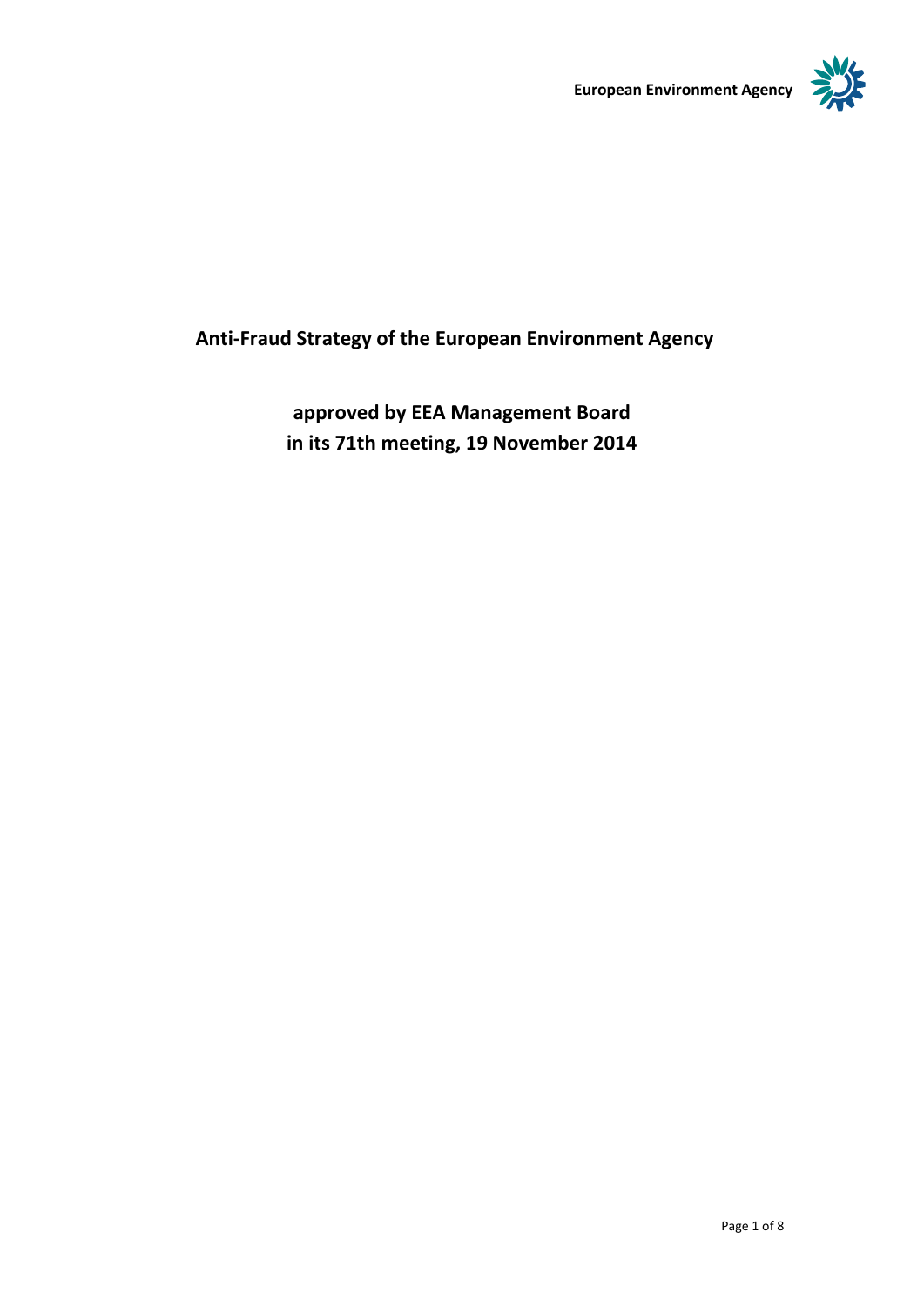European Environment Agency

# Anti-Fraud Strategy of the European Environment Agency

**approved by EEA Management Board**
**in its 71th meeting, 19 November 2014**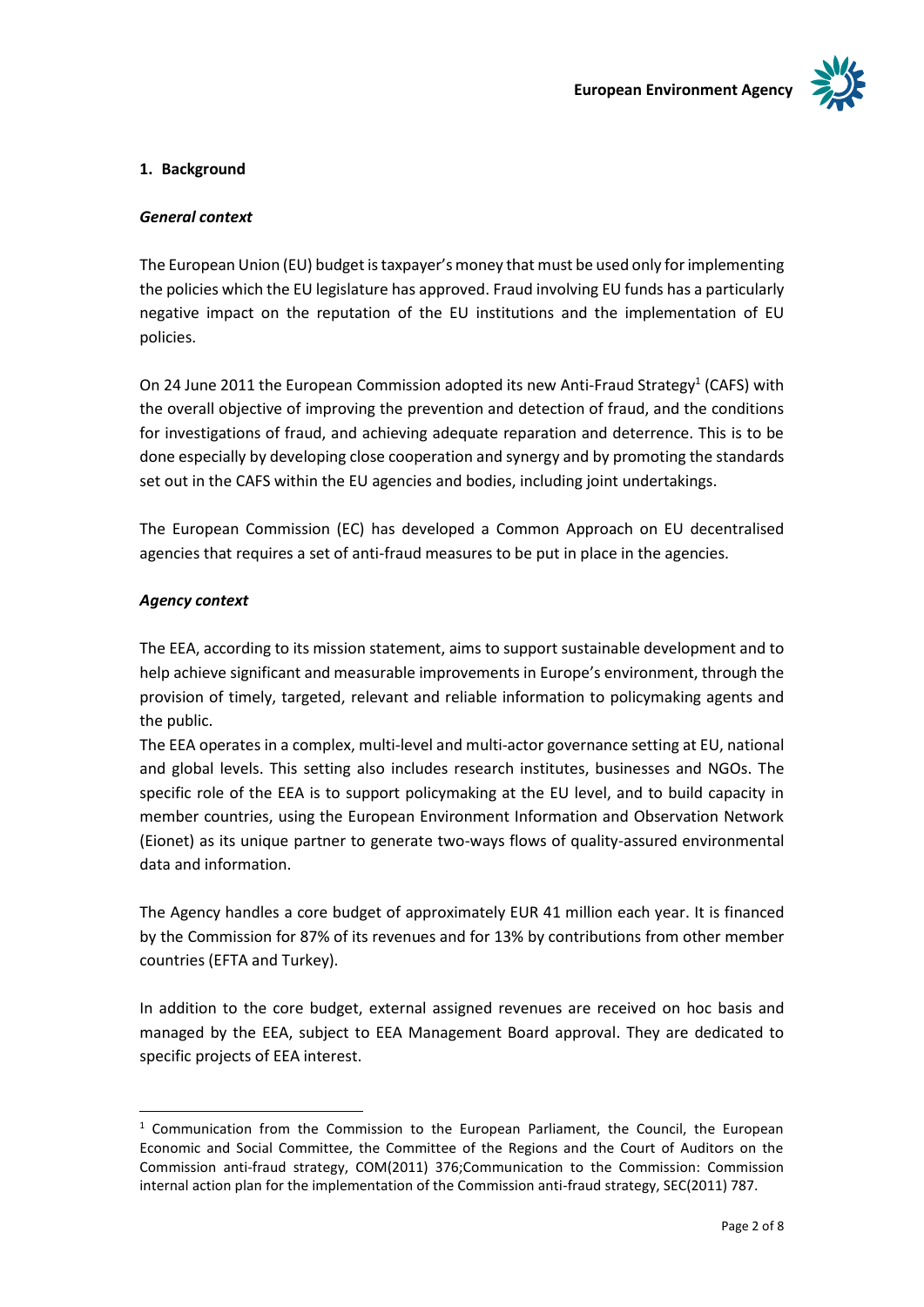## 1. Background

### *General context*

The European Union (EU) budget is taxpayer's money that must be used only for implementing the policies which the EU legislature has approved. Fraud involving EU funds has a particularly negative impact on the reputation of the EU institutions and the implementation of EU policies.

On 24 June 2011 the European Commission adopted its new Anti-Fraud Strategy[1] (CAFS) with the overall objective of improving the prevention and detection of fraud, and the conditions for investigations of fraud, and achieving adequate reparation and deterrence. This is to be done especially by developing close cooperation and synergy and by promoting the standards set out in the CAFS within the EU agencies and bodies, including joint undertakings.

The European Commission (EC) has developed a Common Approach on EU decentralised agencies that requires a set of anti-fraud measures to be put in place in the agencies.

### *Agency context*

The EEA, according to its mission statement, aims to support sustainable development and to help achieve significant and measurable improvements in Europe's environment, through the provision of timely, targeted, relevant and reliable information to policymaking agents and the public.

The EEA operates in a complex, multi-level and multi-actor governance setting at EU, national and global levels. This setting also includes research institutes, businesses and NGOs. The specific role of the EEA is to support policymaking at the EU level, and to build capacity in member countries, using the European Environment Information and Observation Network (Eionet) as its unique partner to generate two-ways flows of quality-assured environmental data and information.

The Agency handles a core budget of approximately EUR 41 million each year. It is financed by the Commission for 87% of its revenues and for 13% by contributions from other member countries (EFTA and Turkey).

In addition to the core budget, external assigned revenues are received on hoc basis and managed by the EEA, subject to EEA Management Board approval. They are dedicated to specific projects of EEA interest.

---

[1] Communication from the Commission to the European Parliament, the Council, the European Economic and Social Committee, the Committee of the Regions and the Court of Auditors on the Commission anti-fraud strategy, COM(2011) 376;Communication to the Commission: Commission internal action plan for the implementation of the Commission anti-fraud strategy, SEC(2011) 787.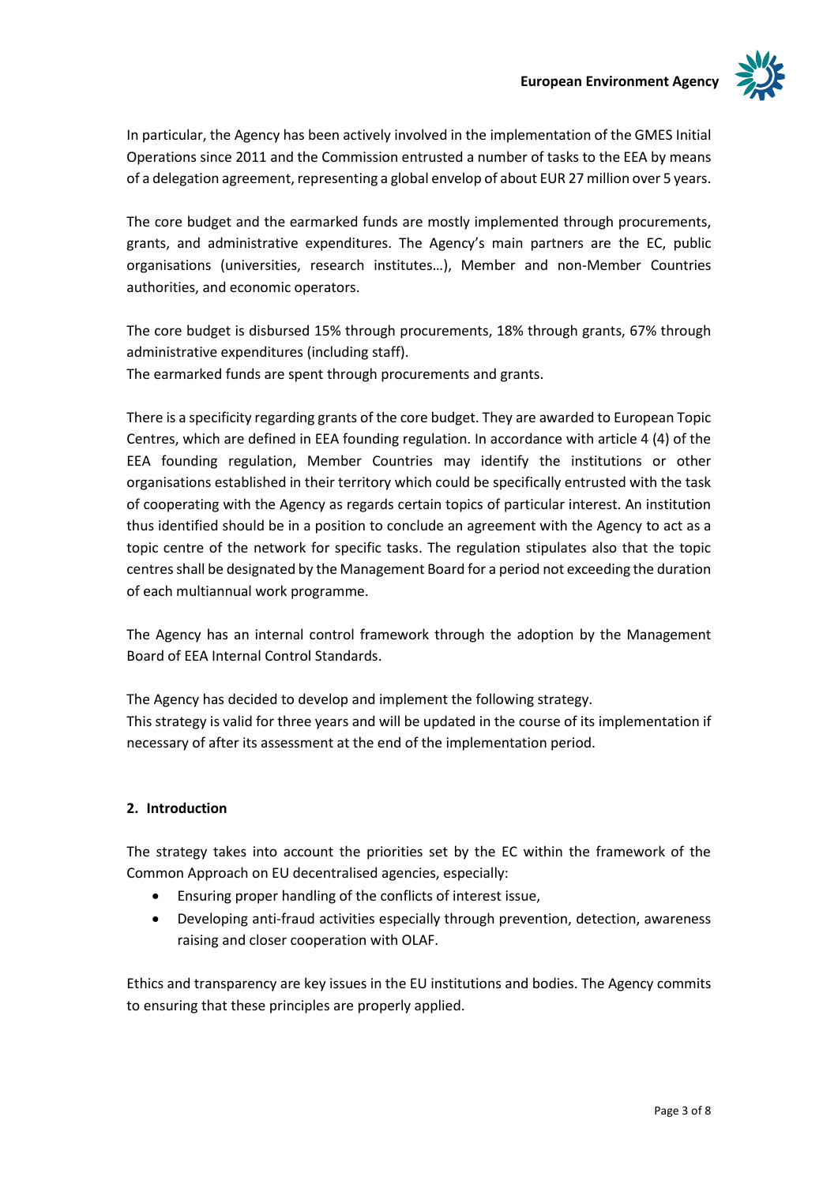In particular, the Agency has been actively involved in the implementation of the GMES Initial Operations since 2011 and the Commission entrusted a number of tasks to the EEA by means of a delegation agreement, representing a global envelop of about EUR 27 million over 5 years.

The core budget and the earmarked funds are mostly implemented through procurements, grants, and administrative expenditures. The Agency's main partners are the EC, public organisations (universities, research institutes…), Member and non-Member Countries authorities, and economic operators.

The core budget is disbursed 15% through procurements, 18% through grants, 67% through administrative expenditures (including staff).
The earmarked funds are spent through procurements and grants.

There is a specificity regarding grants of the core budget. They are awarded to European Topic Centres, which are defined in EEA founding regulation. In accordance with article 4 (4) of the EEA founding regulation, Member Countries may identify the institutions or other organisations established in their territory which could be specifically entrusted with the task of cooperating with the Agency as regards certain topics of particular interest. An institution thus identified should be in a position to conclude an agreement with the Agency to act as a topic centre of the network for specific tasks. The regulation stipulates also that the topic centres shall be designated by the Management Board for a period not exceeding the duration of each multiannual work programme.

The Agency has an internal control framework through the adoption by the Management Board of EEA Internal Control Standards.

The Agency has decided to develop and implement the following strategy.
This strategy is valid for three years and will be updated in the course of its implementation if necessary of after its assessment at the end of the implementation period.

## 2. Introduction

The strategy takes into account the priorities set by the EC within the framework of the Common Approach on EU decentralised agencies, especially:

- Ensuring proper handling of the conflicts of interest issue,
- Developing anti-fraud activities especially through prevention, detection, awareness raising and closer cooperation with OLAF.

Ethics and transparency are key issues in the EU institutions and bodies. The Agency commits to ensuring that these principles are properly applied.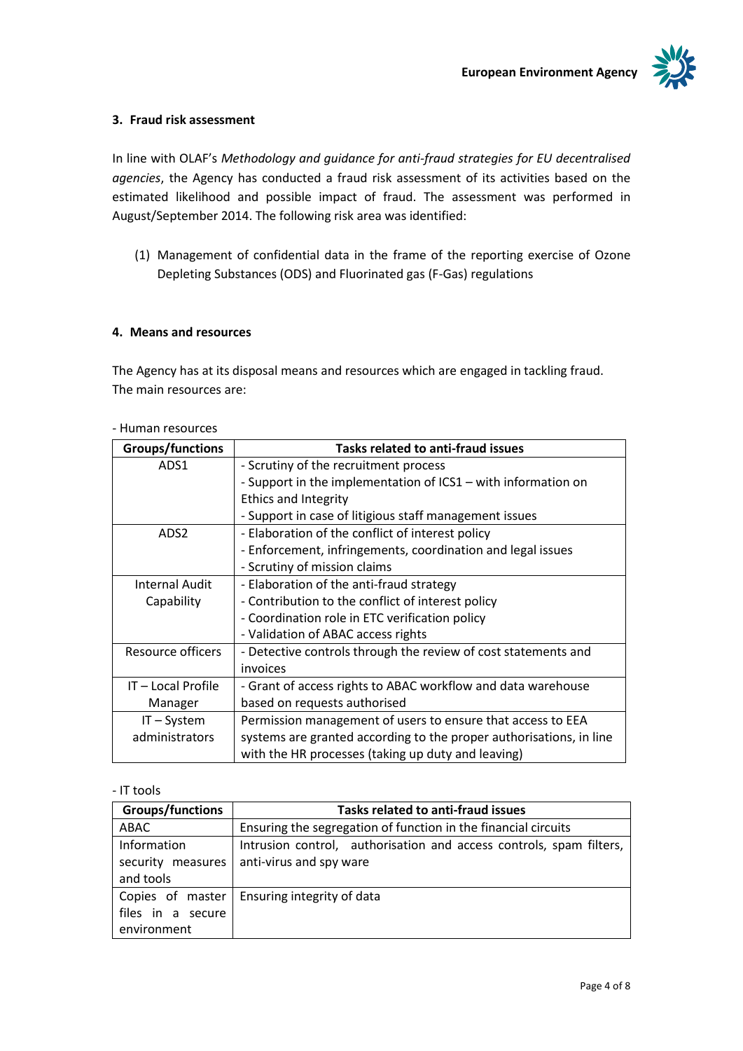### 3. Fraud risk assessment

In line with OLAF's *Methodology and guidance for anti-fraud strategies for EU decentralised agencies*, the Agency has conducted a fraud risk assessment of its activities based on the estimated likelihood and possible impact of fraud. The assessment was performed in August/September 2014. The following risk area was identified:

(1) Management of confidential data in the frame of the reporting exercise of Ozone Depleting Substances (ODS) and Fluorinated gas (F-Gas) regulations

### 4. Means and resources

The Agency has at its disposal means and resources which are engaged in tackling fraud. The main resources are:

- Human resources

| Groups/functions | Tasks related to anti-fraud issues |
|---|---|
| ADS1 | - Scrutiny of the recruitment process<br>- Support in the implementation of ICS1 – with information on Ethics and Integrity<br>- Support in case of litigious staff management issues |
| ADS2 | - Elaboration of the conflict of interest policy<br>- Enforcement, infringements, coordination and legal issues<br>- Scrutiny of mission claims |
| Internal Audit Capability | - Elaboration of the anti-fraud strategy<br>- Contribution to the conflict of interest policy<br>- Coordination role in ETC verification policy<br>- Validation of ABAC access rights |
| Resource officers | - Detective controls through the review of cost statements and invoices |
| IT – Local Profile Manager | - Grant of access rights to ABAC workflow and data warehouse based on requests authorised |
| IT – System administrators | Permission management of users to ensure that access to EEA systems are granted according to the proper authorisations, in line with the HR processes (taking up duty and leaving) |

- IT tools

| Groups/functions | Tasks related to anti-fraud issues |
|---|---|
| ABAC | Ensuring the segregation of function in the financial circuits |
| Information security measures and tools | Intrusion control, authorisation and access controls, spam filters, anti-virus and spy ware |
| Copies of master files in a secure environment | Ensuring integrity of data |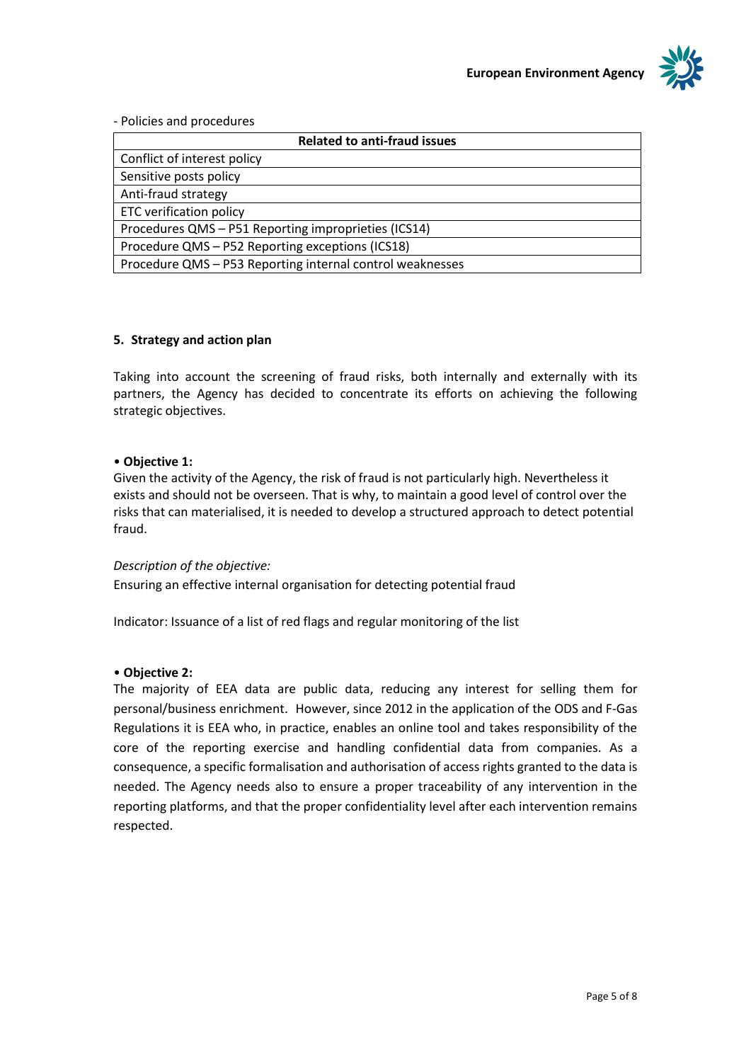- Policies and procedures

| Related to anti-fraud issues |
| --- |
| Conflict of interest policy |
| Sensitive posts policy |
| Anti-fraud strategy |
| ETC verification policy |
| Procedures QMS – P51 Reporting improprieties (ICS14) |
| Procedure QMS – P52 Reporting exceptions (ICS18) |
| Procedure QMS – P53 Reporting internal control weaknesses |

## 5. Strategy and action plan

Taking into account the screening of fraud risks, both internally and externally with its partners, the Agency has decided to concentrate its efforts on achieving the following strategic objectives.

• **Objective 1:**
Given the activity of the Agency, the risk of fraud is not particularly high. Nevertheless it exists and should not be overseen. That is why, to maintain a good level of control over the risks that can materialised, it is needed to develop a structured approach to detect potential fraud.

*Description of the objective:*
Ensuring an effective internal organisation for detecting potential fraud

Indicator: Issuance of a list of red flags and regular monitoring of the list

• **Objective 2:**
The majority of EEA data are public data, reducing any interest for selling them for personal/business enrichment. However, since 2012 in the application of the ODS and F-Gas Regulations it is EEA who, in practice, enables an online tool and takes responsibility of the core of the reporting exercise and handling confidential data from companies. As a consequence, a specific formalisation and authorisation of access rights granted to the data is needed. The Agency needs also to ensure a proper traceability of any intervention in the reporting platforms, and that the proper confidentiality level after each intervention remains respected.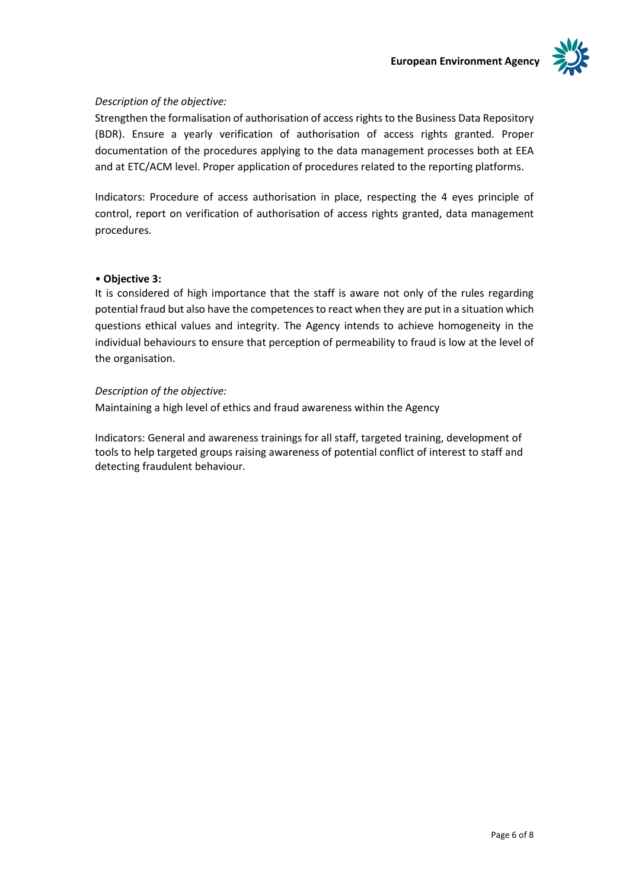*Description of the objective:*

Strengthen the formalisation of authorisation of access rights to the Business Data Repository (BDR). Ensure a yearly verification of authorisation of access rights granted. Proper documentation of the procedures applying to the data management processes both at EEA and at ETC/ACM level. Proper application of procedures related to the reporting platforms.

Indicators: Procedure of access authorisation in place, respecting the 4 eyes principle of control, report on verification of authorisation of access rights granted, data management procedures.

- **Objective 3:**

It is considered of high importance that the staff is aware not only of the rules regarding potential fraud but also have the competences to react when they are put in a situation which questions ethical values and integrity. The Agency intends to achieve homogeneity in the individual behaviours to ensure that perception of permeability to fraud is low at the level of the organisation.

*Description of the objective:*

Maintaining a high level of ethics and fraud awareness within the Agency

Indicators: General and awareness trainings for all staff, targeted training, development of tools to help targeted groups raising awareness of potential conflict of interest to staff and detecting fraudulent behaviour.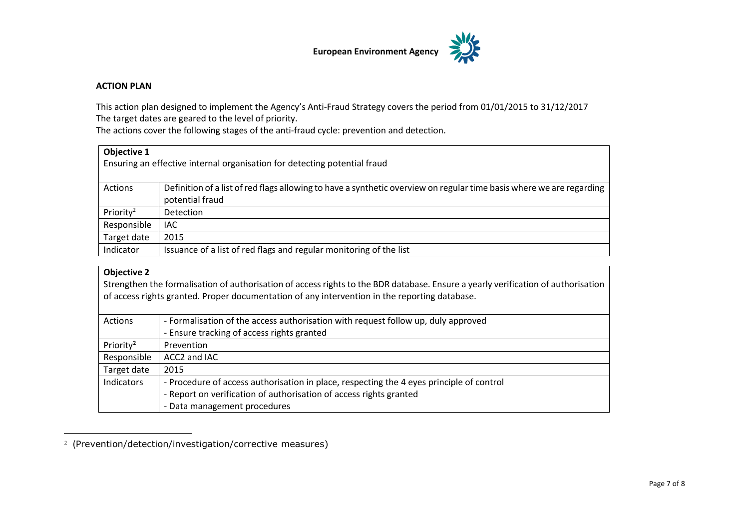**ACTION PLAN**

This action plan designed to implement the Agency's Anti-Fraud Strategy covers the period from 01/01/2015 to 31/12/2017
The target dates are geared to the level of priority.
The actions cover the following stages of the anti-fraud cycle: prevention and detection.

| **Objective 1**<br>Ensuring an effective internal organisation for detecting potential fraud | |
|---|---|
| Actions | Definition of a list of red flags allowing to have a synthetic overview on regular time basis where we are regarding potential fraud |
| Priority[2] | Detection |
| Responsible | IAC |
| Target date | 2015 |
| Indicator | Issuance of a list of red flags and regular monitoring of the list |

| **Objective 2**<br>Strengthen the formalisation of authorisation of access rights to the BDR database. Ensure a yearly verification of authorisation of access rights granted. Proper documentation of any intervention in the reporting database. | |
|---|---|
| Actions | - Formalisation of the access authorisation with request follow up, duly approved<br>- Ensure tracking of access rights granted |
| Priority[2] | Prevention |
| Responsible | ACC2 and IAC |
| Target date | 2015 |
| Indicators | - Procedure of access authorisation in place, respecting the 4 eyes principle of control<br>- Report on verification of authorisation of access rights granted<br>- Data management procedures |

[2] (Prevention/detection/investigation/corrective measures)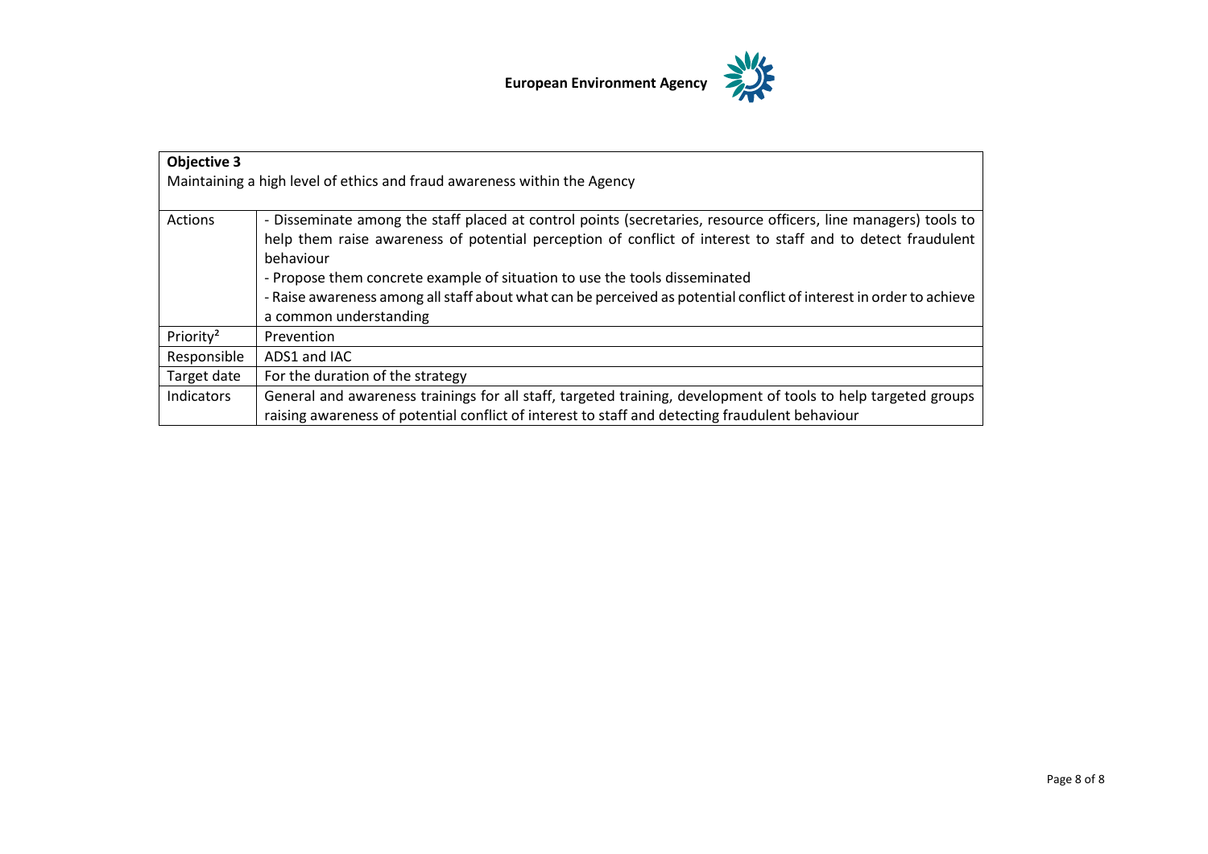| **Objective 3**<br>Maintaining a high level of ethics and fraud awareness within the Agency | |
|---|---|
| Actions | - Disseminate among the staff placed at control points (secretaries, resource officers, line managers) tools to help them raise awareness of potential perception of conflict of interest to staff and to detect fraudulent behaviour<br>- Propose them concrete example of situation to use the tools disseminated<br>- Raise awareness among all staff about what can be perceived as potential conflict of interest in order to achieve a common understanding |
| Priority[2] | Prevention |
| Responsible | ADS1 and IAC |
| Target date | For the duration of the strategy |
| Indicators | General and awareness trainings for all staff, targeted training, development of tools to help targeted groups raising awareness of potential conflict of interest to staff and detecting fraudulent behaviour |